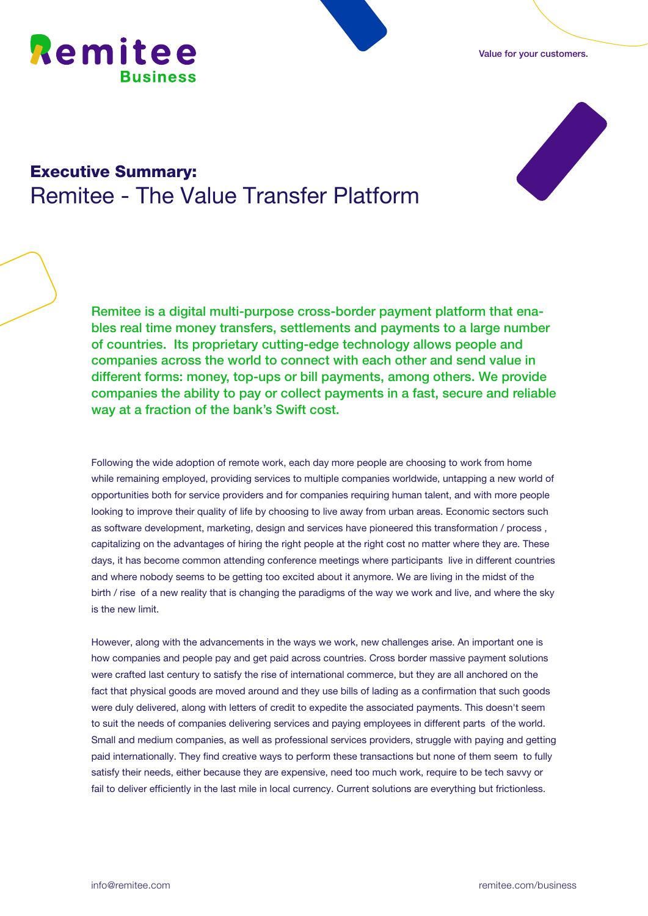# Remitee
**Business**

Value for your customers.

## Executive Summary:
Remitee - The Value Transfer Platform

**Remitee is a digital multi-purpose cross-border payment platform that enables real time money transfers, settlements and payments to a large number of countries.  Its proprietary cutting-edge technology allows people and companies across the world to connect with each other and send value in different forms: money, top-ups or bill payments, among others. We provide companies the ability to pay or collect payments in a fast, secure and reliable way at a fraction of the bank's Swift cost.**

Following the wide adoption of remote work, each day more people are choosing to work from home while remaining employed, providing services to multiple companies worldwide, untapping a new world of opportunities both for service providers and for companies requiring human talent, and with more people looking to improve their quality of life by choosing to live away from urban areas. Economic sectors such as software development, marketing, design and services have pioneered this transformation / process , capitalizing on the advantages of hiring the right people at the right cost no matter where they are. These days, it has become common attending conference meetings where participants  live in different countries and where nobody seems to be getting too excited about it anymore. We are living in the midst of the birth / rise  of a new reality that is changing the paradigms of the way we work and live, and where the sky is the new limit.

However, along with the advancements in the ways we work, new challenges arise. An important one is how companies and people pay and get paid across countries. Cross border massive payment solutions were crafted last century to satisfy the rise of international commerce, but they are all anchored on the fact that physical goods are moved around and they use bills of lading as a confirmation that such goods were duly delivered, along with letters of credit to expedite the associated payments. This doesn't seem to suit the needs of companies delivering services and paying employees in different parts  of the world. Small and medium companies, as well as professional services providers, struggle with paying and getting paid internationally. They find creative ways to perform these transactions but none of them seem  to fully satisfy their needs, either because they are expensive, need too much work, require to be tech savvy or fail to deliver efficiently in the last mile in local currency. Current solutions are everything but frictionless.

info@remitee.com remitee.com/business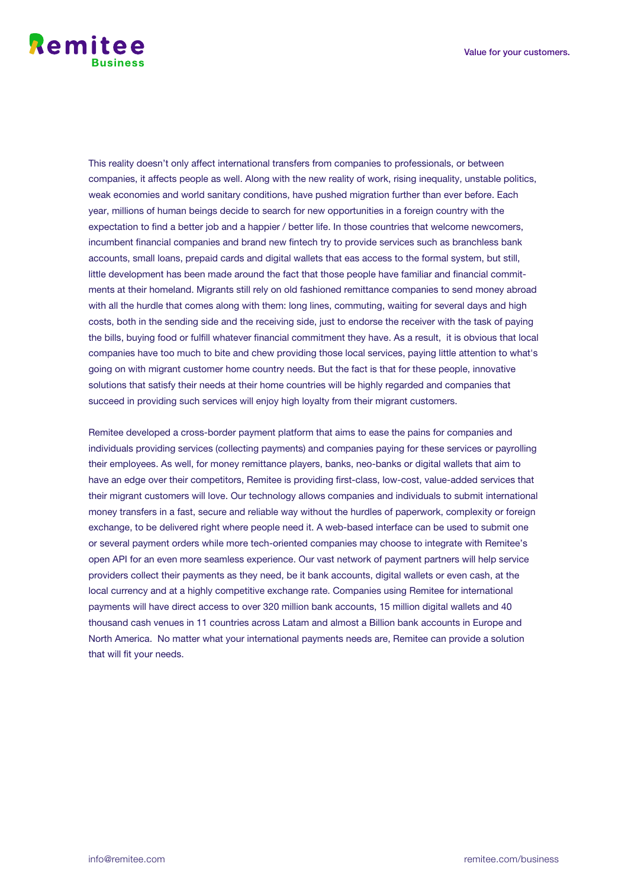This reality doesn't only affect international transfers from companies to professionals, or between companies, it affects people as well. Along with the new reality of work, rising inequality, unstable politics, weak economies and world sanitary conditions, have pushed migration further than ever before. Each year, millions of human beings decide to search for new opportunities in a foreign country with the expectation to find a better job and a happier / better life. In those countries that welcome newcomers, incumbent financial companies and brand new fintech try to provide services such as branchless bank accounts, small loans, prepaid cards and digital wallets that eas access to the formal system, but still, little development has been made around the fact that those people have familiar and financial commitments at their homeland. Migrants still rely on old fashioned remittance companies to send money abroad with all the hurdle that comes along with them: long lines, commuting, waiting for several days and high costs, both in the sending side and the receiving side, just to endorse the receiver with the task of paying the bills, buying food or fulfill whatever financial commitment they have. As a result, it is obvious that local companies have too much to bite and chew providing those local services, paying little attention to what's going on with migrant customer home country needs. But the fact is that for these people, innovative solutions that satisfy their needs at their home countries will be highly regarded and companies that succeed in providing such services will enjoy high loyalty from their migrant customers.

Remitee developed a cross-border payment platform that aims to ease the pains for companies and individuals providing services (collecting payments) and companies paying for these services or payrolling their employees. As well, for money remittance players, banks, neo-banks or digital wallets that aim to have an edge over their competitors, Remitee is providing first-class, low-cost, value-added services that their migrant customers will love. Our technology allows companies and individuals to submit international money transfers in a fast, secure and reliable way without the hurdles of paperwork, complexity or foreign exchange, to be delivered right where people need it. A web-based interface can be used to submit one or several payment orders while more tech-oriented companies may choose to integrate with Remitee's open API for an even more seamless experience. Our vast network of payment partners will help service providers collect their payments as they need, be it bank accounts, digital wallets or even cash, at the local currency and at a highly competitive exchange rate. Companies using Remitee for international payments will have direct access to over 320 million bank accounts, 15 million digital wallets and 40 thousand cash venues in 11 countries across Latam and almost a Billion bank accounts in Europe and North America. No matter what your international payments needs are, Remitee can provide a solution that will fit your needs.